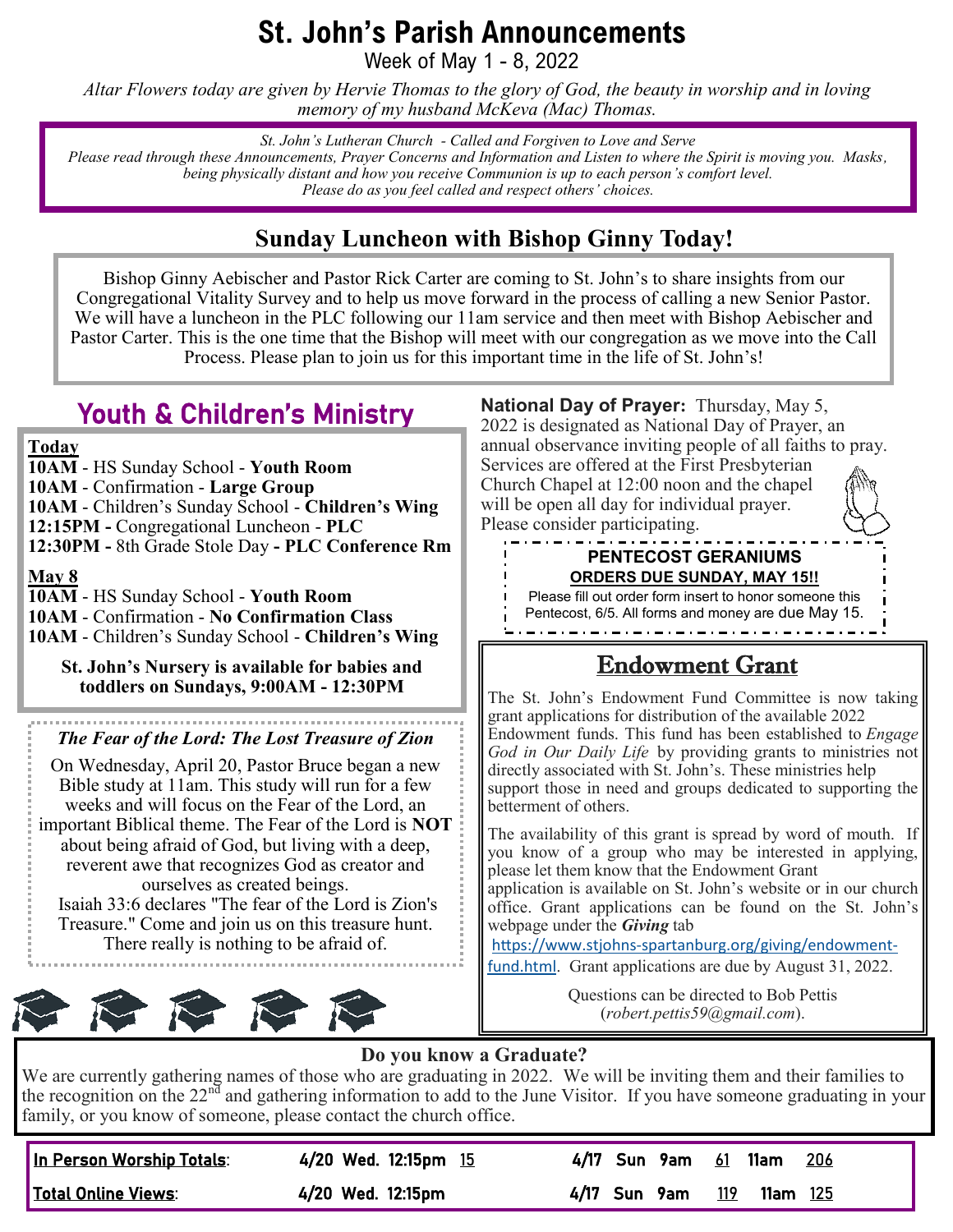# St. John's Parish Announcements

Week of May 1 - 8, 2022

*Altar Flowers today are given by Hervie Thomas to the glory of God, the beauty in worship and in loving memory of my husband McKeva (Mac) Thomas.*

*St. John's Lutheran Church - Called and Forgiven to Love and Serve*
*Please read through these Announcements, Prayer Concerns and Information and Listen to where the Spirit is moving you. Masks, being physically distant and how you receive Communion is up to each person's comfort level.*
*Please do as you feel called and respect others' choices.*

## Sunday Luncheon with Bishop Ginny Today!

Bishop Ginny Aebischer and Pastor Rick Carter are coming to St. John's to share insights from our Congregational Vitality Survey and to help us move forward in the process of calling a new Senior Pastor. We will have a luncheon in the PLC following our 11am service and then meet with Bishop Aebischer and Pastor Carter. This is the one time that the Bishop will meet with our congregation as we move into the Call Process. Please plan to join us for this important time in the life of St. John's!

## Youth & Children's Ministry

**Today**

**10AM** - HS Sunday School - **Youth Room**
**10AM** - Confirmation - **Large Group**
**10AM** - Children's Sunday School - **Children's Wing**
**12:15PM -** Congregational Luncheon - **PLC**
**12:30PM -** 8th Grade Stole Day **- PLC Conference Rm**

**May 8**

**10AM** - HS Sunday School - **Youth Room**
**10AM** - Confirmation - **No Confirmation Class**
**10AM** - Children's Sunday School - **Children's Wing**

**St. John's Nursery is available for babies and toddlers on Sundays, 9:00AM - 12:30PM**

### *The Fear of the Lord: The Lost Treasure of Zion*

On Wednesday, April 20, Pastor Bruce began a new Bible study at 11am. This study will run for a few weeks and will focus on the Fear of the Lord, an important Biblical theme. The Fear of the Lord is **NOT** about being afraid of God, but living with a deep, reverent awe that recognizes God as creator and ourselves as created beings.
Isaiah 33:6 declares "The fear of the Lord is Zion's Treasure." Come and join us on this treasure hunt. There really is nothing to be afraid of.

**National Day of Prayer:** Thursday, May 5, 2022 is designated as National Day of Prayer, an annual observance inviting people of all faiths to pray. Services are offered at the First Presbyterian Church Chapel at 12:00 noon and the chapel will be open all day for individual prayer. Please consider participating.

**PENTECOST GERANIUMS**
**ORDERS DUE SUNDAY, MAY 15!!**
Please fill out order form insert to honor someone this Pentecost, 6/5. All forms and money are due May 15.

## Endowment Grant

The St. John's Endowment Fund Committee is now taking grant applications for distribution of the available 2022 Endowment funds. This fund has been established to *Engage God in Our Daily Life* by providing grants to ministries not directly associated with St. John's. These ministries help support those in need and groups dedicated to supporting the betterment of others.

The availability of this grant is spread by word of mouth. If you know of a group who may be interested in applying, please let them know that the Endowment Grant application is available on St. John's website or in our church office. Grant applications can be found on the St. John's webpage under the ***Giving*** tab https://www.stjohns-spartanburg.org/giving/endowment-fund.html. Grant applications are due by August 31, 2022.

Questions can be directed to Bob Pettis (*robert.pettis59@gmail.com*).

### Do you know a Graduate?

We are currently gathering names of those who are graduating in 2022. We will be inviting them and their families to the recognition on the 22nd and gathering information to add to the June Visitor. If you have someone graduating in your family, or you know of someone, please contact the church office.

| | | | | | | |
|---|---|---|---|---|---|---|
| **In Person Worship Totals**: | 4/20 Wed. 12:15pm | 15 | 4/17 Sun 9am | 61 | 11am | 206 |
| **Total Online Views**: | 4/20 Wed. 12:15pm | | 4/17 Sun 9am | 119 | 11am | 125 |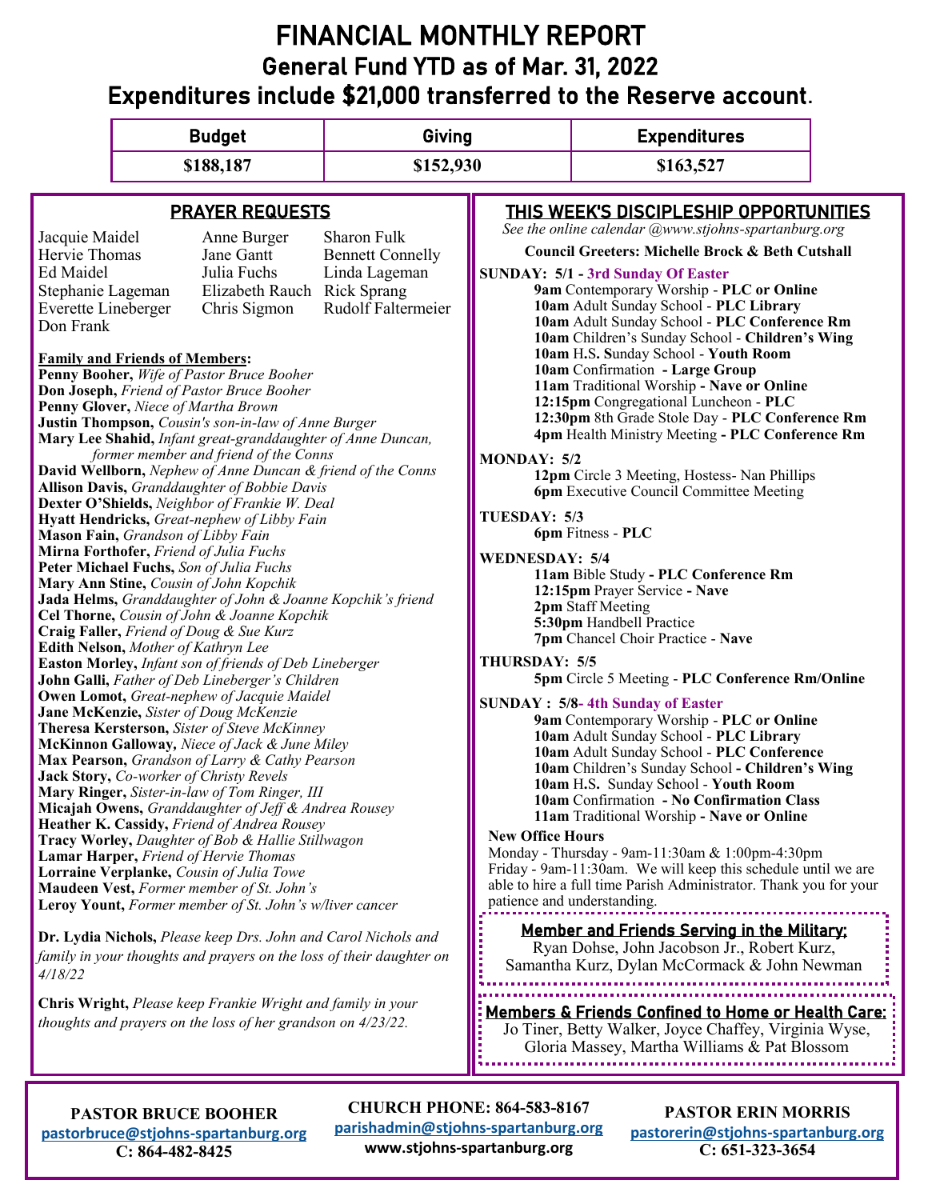# FINANCIAL MONTHLY REPORT

## General Fund YTD as of Mar. 31, 2022

## Expenditures include $21,000 transferred to the Reserve account.

| Budget | Giving | Expenditures |
|---|---|---|
| $188,187 | $152,930 | $163,527 |

## PRAYER REQUESTS

Jacquie Maidel, Hervie Thomas, Ed Maidel, Stephanie Lageman, Everette Lineberger, Don Frank, Anne Burger, Jane Gantt, Julia Fuchs, Elizabeth Rauch, Chris Sigmon, Sharon Fulk, Bennett Connelly, Linda Lageman, Rick Sprang, Rudolf Faltermeier

**Family and Friends of Members:**

**Penny Booher,** *Wife of Pastor Bruce Booher*
**Don Joseph,** *Friend of Pastor Bruce Booher*
**Penny Glover,** *Niece of Martha Brown*
**Justin Thompson,** *Cousin's son-in-law of Anne Burger*
**Mary Lee Shahid,** *Infant great-granddaughter of Anne Duncan, former member and friend of the Conns*
**David Wellborn,** *Nephew of Anne Duncan & friend of the Conns*
**Allison Davis,** *Granddaughter of Bobbie Davis*
**Dexter O'Shields,** *Neighbor of Frankie W. Deal*
**Hyatt Hendricks,** *Great-nephew of Libby Fain*
**Mason Fain,** *Grandson of Libby Fain*
**Mirna Forthofer,** *Friend of Julia Fuchs*
**Peter Michael Fuchs,** *Son of Julia Fuchs*
**Mary Ann Stine,** *Cousin of John Kopchik*
**Jada Helms,** *Granddaughter of John & Joanne Kopchik's friend*
**Cel Thorne,** *Cousin of John & Joanne Kopchik*
**Craig Faller,** *Friend of Doug & Sue Kurz*
**Edith Nelson,** *Mother of Kathryn Lee*
**Easton Morley,** *Infant son of friends of Deb Lineberger*
**John Galli,** *Father of Deb Lineberger's Children*
**Owen Lomot,** *Great-nephew of Jacquie Maidel*
**Jane McKenzie,** *Sister of Doug McKenzie*
**Theresa Kersterson,** *Sister of Steve McKinney*
**McKinnon Galloway,** *Niece of Jack & June Miley*
**Max Pearson,** *Grandson of Larry & Cathy Pearson*
**Jack Story,** *Co-worker of Christy Revels*
**Mary Ringer,** *Sister-in-law of Tom Ringer, III*
**Micajah Owens,** *Granddaughter of Jeff & Andrea Rousey*
**Heather K. Cassidy,** *Friend of Andrea Rousey*
**Tracy Worley,** *Daughter of Bob & Hallie Stillwagon*
**Lamar Harper,** *Friend of Hervie Thomas*
**Lorraine Verplanke,** *Cousin of Julia Towe*
**Maudeen Vest,** *Former member of St. John's*
**Leroy Yount,** *Former member of St. John's w/liver cancer*

**Dr. Lydia Nichols,** *Please keep Drs. John and Carol Nichols and family in your thoughts and prayers on the loss of their daughter on 4/18/22*

**Chris Wright,** *Please keep Frankie Wright and family in your thoughts and prayers on the loss of her grandson on 4/23/22.*

## THIS WEEK'S DISCIPLESHIP OPPORTUNITIES

*See the online calendar @www.stjohns-spartanburg.org*

**Council Greeters: Michelle Brock & Beth Cutshall**

**SUNDAY: 5/1 - 3rd Sunday Of Easter**
- **9am** Contemporary Worship - **PLC or Online**
- **10am** Adult Sunday School - **PLC Library**
- **10am** Adult Sunday School - **PLC Conference Rm**
- **10am** Children's Sunday School - **Children's Wing**
- **10am** H.S. Sunday School - **Youth Room**
- **10am** Confirmation **- Large Group**
- **11am** Traditional Worship **- Nave or Online**
- **12:15pm** Congregational Luncheon - **PLC**
- **12:30pm** 8th Grade Stole Day - **PLC Conference Rm**
- **4pm** Health Ministry Meeting **- PLC Conference Rm**

**MONDAY: 5/2**
- **12pm** Circle 3 Meeting, Hostess- Nan Phillips
- **6pm** Executive Council Committee Meeting

**TUESDAY: 5/3**
- **6pm** Fitness - **PLC**

**WEDNESDAY: 5/4**
- **11am** Bible Study **- PLC Conference Rm**
- **12:15pm** Prayer Service **- Nave**
- **2pm** Staff Meeting
- **5:30pm** Handbell Practice
- **7pm** Chancel Choir Practice - **Nave**

**THURSDAY: 5/5**
- **5pm** Circle 5 Meeting - **PLC Conference Rm/Online**

**SUNDAY : 5/8- 4th Sunday of Easter**
- **9am** Contemporary Worship - **PLC or Online**
- **10am** Adult Sunday School - **PLC Library**
- **10am** Adult Sunday School - **PLC Conference**
- **10am** Children's Sunday School **- Children's Wing**
- **10am** H.S. Sunday School - **Youth Room**
- **10am** Confirmation **- No Confirmation Class**
- **11am** Traditional Worship **- Nave or Online**

**New Office Hours**

Monday - Thursday - 9am-11:30am & 1:00pm-4:30pm
Friday - 9am-11:30am. We will keep this schedule until we are able to hire a full time Parish Administrator. Thank you for your patience and understanding.

### Member and Friends Serving in the Military:

Ryan Dohse, John Jacobson Jr., Robert Kurz, Samantha Kurz, Dylan McCormack & John Newman

### Members & Friends Confined to Home or Health Care:

Jo Tiner, Betty Walker, Joyce Chaffey, Virginia Wyse, Gloria Massey, Martha Williams & Pat Blossom

---

**PASTOR BRUCE BOOHER**
pastorbruce@stjohns-spartanburg.org
**C: 864-482-8425**

**CHURCH PHONE: 864-583-8167**
parishadmin@stjohns-spartanburg.org
**www.stjohns-spartanburg.org**

**PASTOR ERIN MORRIS**
pastorerin@stjohns-spartanburg.org
**C: 651-323-3654**